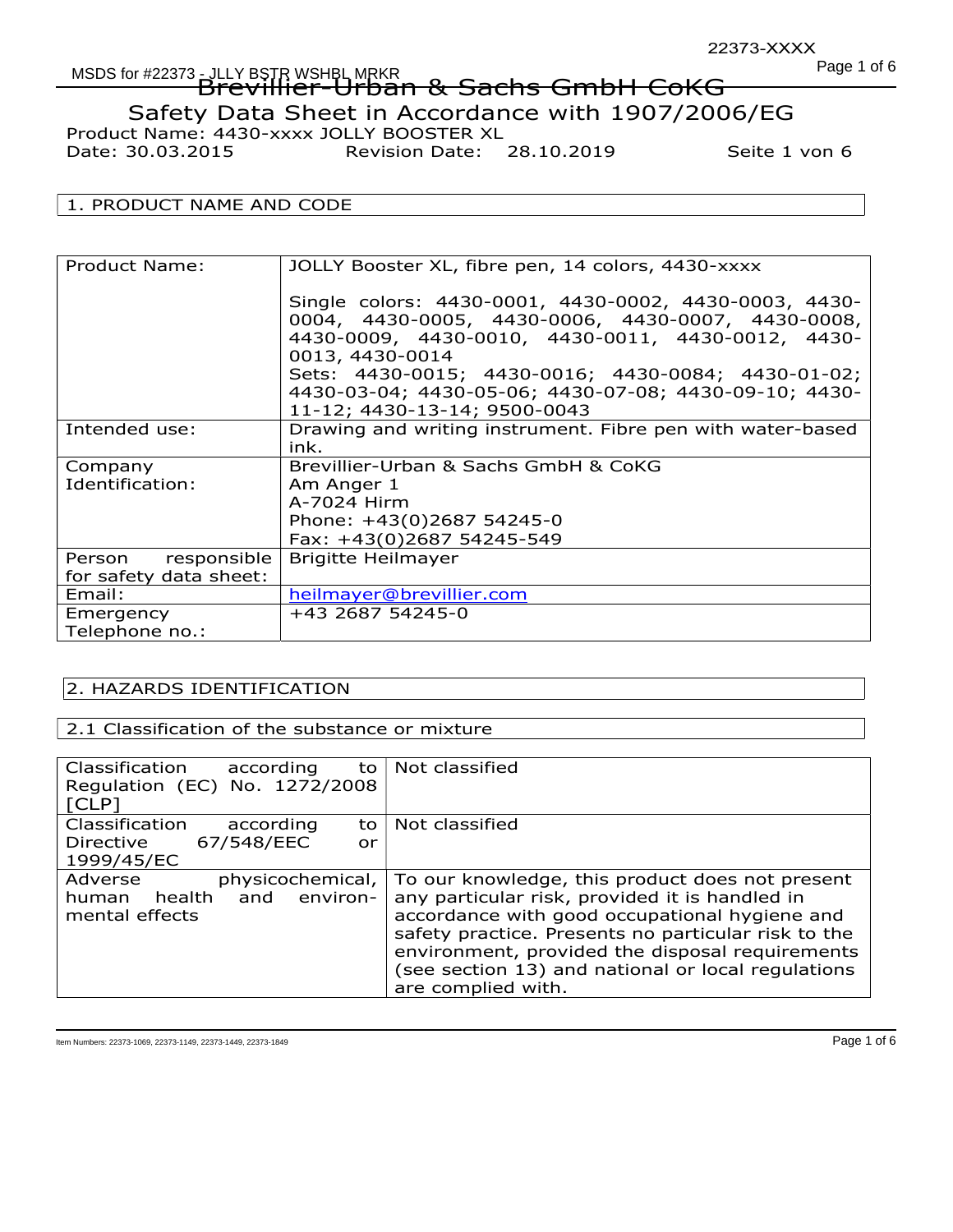# Brevillier-Urban & Sachs GmbH CoKG

## Safety Data Sheet in Accordance with 1907/2006/EG

Product Name: 4430-xxxx JOLLY BOOSTER XL

Date: 30.03.2015 Revision Date: 28.10.2019 Seite 1 von 6

## 1. PRODUCT NAME AND CODE

| Product Name: | JOLLY Booster XL, fibre pen, 14 colors, 4430-xxxx<br><br>Single colors: 4430-0001, 4430-0002, 4430-0003, 4430-0004, 4430-0005, 4430-0006, 4430-0007, 4430-0008, 4430-0009, 4430-0010, 4430-0011, 4430-0012, 4430-0013, 4430-0014<br>Sets: 4430-0015; 4430-0016; 4430-0084; 4430-01-02; 4430-03-04; 4430-05-06; 4430-07-08; 4430-09-10; 4430-11-12; 4430-13-14; 9500-0043 |
|---|---|
| Intended use: | Drawing and writing instrument. Fibre pen with water-based ink. |
| Company Identification: | Brevillier-Urban & Sachs GmbH & CoKG<br>Am Anger 1<br>A-7024 Hirm<br>Phone: +43(0)2687 54245-0<br>Fax: +43(0)2687 54245-549 |
| Person responsible for safety data sheet: | Brigitte Heilmayer |
| Email: | heilmayer@brevillier.com |
| Emergency Telephone no.: | +43 2687 54245-0 |

## 2. HAZARDS IDENTIFICATION

### 2.1 Classification of the substance or mixture

| Classification according to Regulation (EC) No. 1272/2008 [CLP] | Not classified |
|---|---|
| Classification according to Directive 67/548/EEC or 1999/45/EC | Not classified |
| Adverse physicochemical, human health and environmental effects | To our knowledge, this product does not present any particular risk, provided it is handled in accordance with good occupational hygiene and safety practice. Presents no particular risk to the environment, provided the disposal requirements (see section 13) and national or local regulations are complied with. |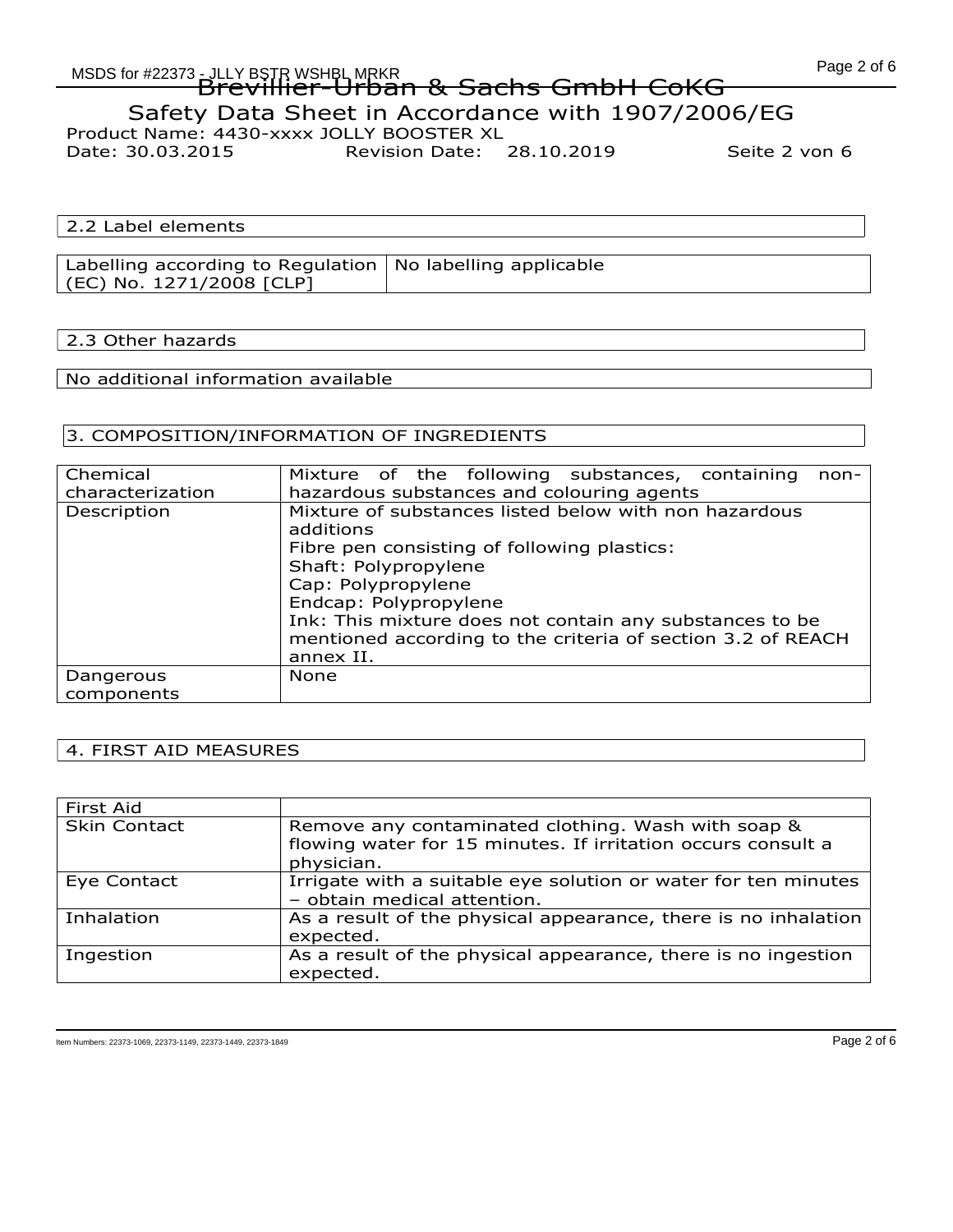## 2.2 Label elements

| Labelling according to Regulation (EC) No. 1271/2008 [CLP] | No labelling applicable |
|---|---|

## 2.3 Other hazards

No additional information available

## 3. COMPOSITION/INFORMATION OF INGREDIENTS

| Chemical characterization | Mixture of the following substances, containing non-hazardous substances and colouring agents |
|---|---|
| Description | Mixture of substances listed below with non hazardous additions<br>Fibre pen consisting of following plastics:<br>Shaft: Polypropylene<br>Cap: Polypropylene<br>Endcap: Polypropylene<br>Ink: This mixture does not contain any substances to be mentioned according to the criteria of section 3.2 of REACH annex II. |
| Dangerous components | None |

## 4. FIRST AID MEASURES

| First Aid | |
|---|---|
| Skin Contact | Remove any contaminated clothing. Wash with soap & flowing water for 15 minutes. If irritation occurs consult a physician. |
| Eye Contact | Irrigate with a suitable eye solution or water for ten minutes – obtain medical attention. |
| Inhalation | As a result of the physical appearance, there is no inhalation expected. |
| Ingestion | As a result of the physical appearance, there is no ingestion expected. |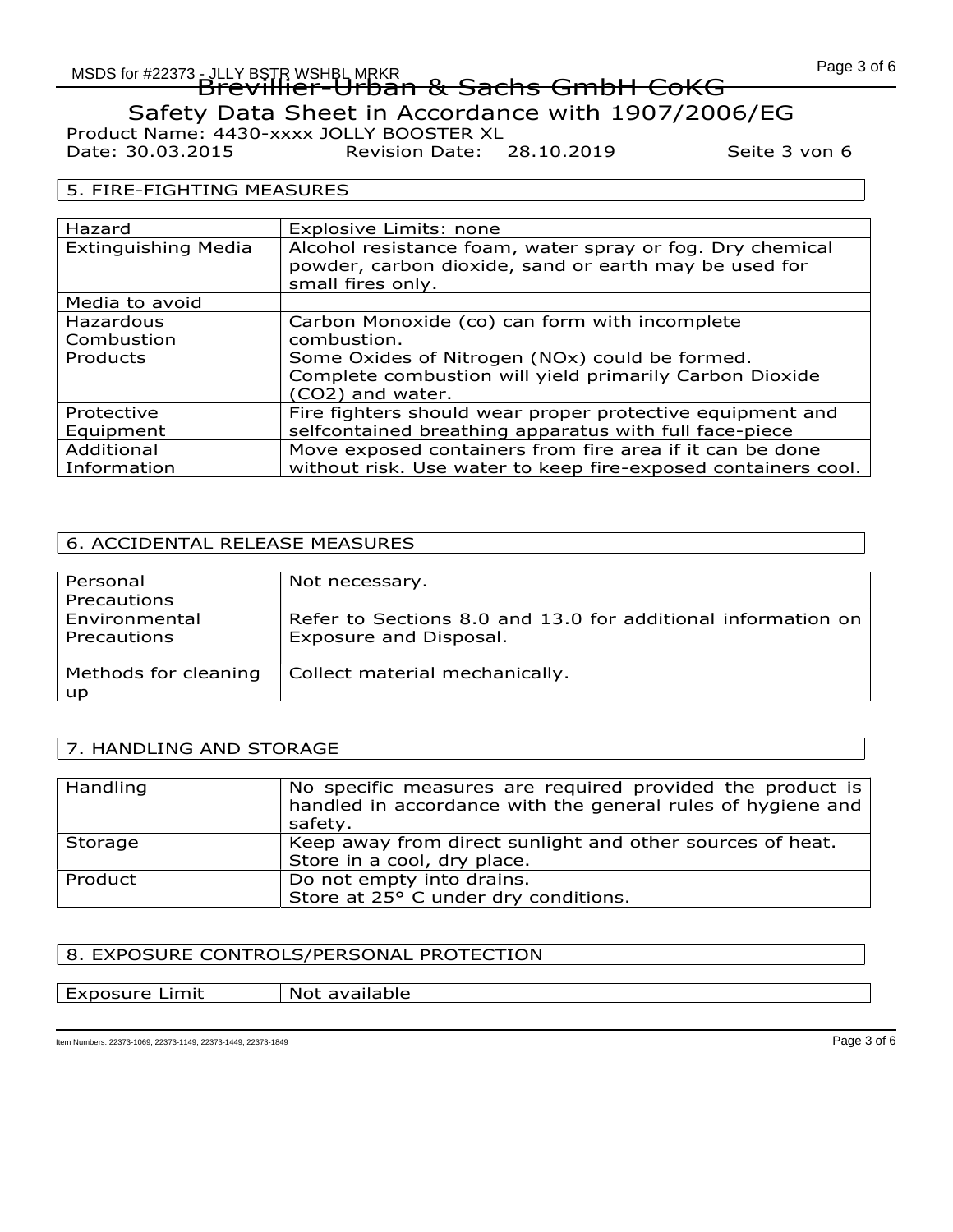Brevillier-Urban & Sachs GmbH CoKG

Safety Data Sheet in Accordance with 1907/2006/EG

Product Name: 4430-xxxx JOLLY BOOSTER XL

Date: 30.03.2015 Revision Date: 28.10.2019 Seite 3 von 6

## 5. FIRE-FIGHTING MEASURES

| | |
|---|---|
| Hazard | Explosive Limits: none |
| Extinguishing Media | Alcohol resistance foam, water spray or fog. Dry chemical powder, carbon dioxide, sand or earth may be used for small fires only. |
| Media to avoid | |
| Hazardous Combustion Products | Carbon Monoxide (co) can form with incomplete combustion.<br>Some Oxides of Nitrogen (NOx) could be formed.<br>Complete combustion will yield primarily Carbon Dioxide ($CO_2$) and water. |
| Protective Equipment | Fire fighters should wear proper protective equipment and selfcontained breathing apparatus with full face-piece |
| Additional Information | Move exposed containers from fire area if it can be done without risk. Use water to keep fire-exposed containers cool. |

## 6. ACCIDENTAL RELEASE MEASURES

| | |
|---|---|
| Personal Precautions | Not necessary. |
| Environmental Precautions | Refer to Sections 8.0 and 13.0 for additional information on Exposure and Disposal. |
| Methods for cleaning up | Collect material mechanically. |

## 7. HANDLING AND STORAGE

| | |
|---|---|
| Handling | No specific measures are required provided the product is handled in accordance with the general rules of hygiene and safety. |
| Storage | Keep away from direct sunlight and other sources of heat.<br>Store in a cool, dry place. |
| Product | Do not empty into drains.<br>Store at 25° C under dry conditions. |

## 8. EXPOSURE CONTROLS/PERSONAL PROTECTION

| | |
|---|---|
| Exposure Limit | Not available |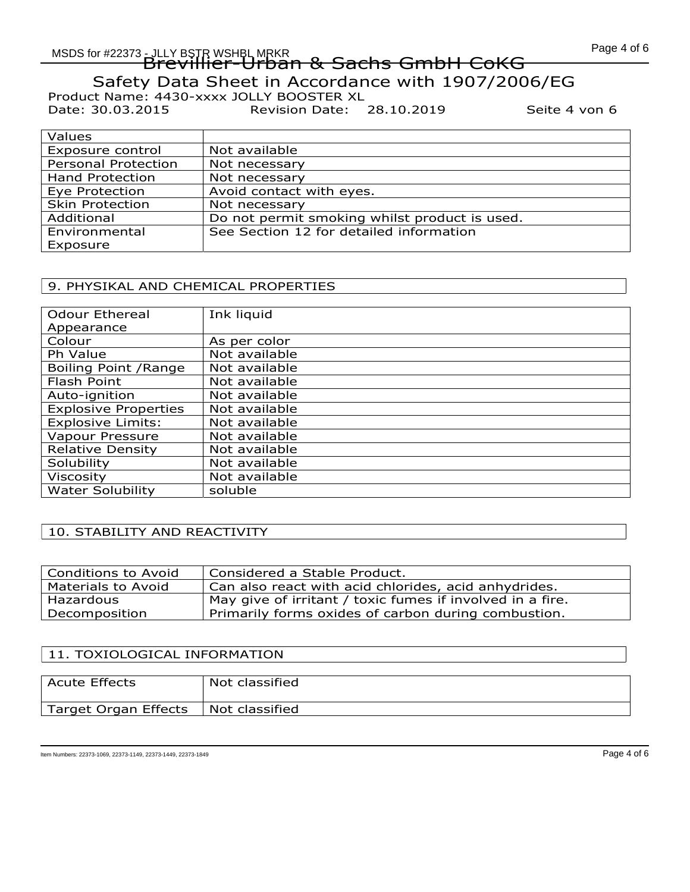| Values | |
|---|---|
| Exposure control | Not available |
| Personal Protection | Not necessary |
| Hand Protection | Not necessary |
| Eye Protection | Avoid contact with eyes. |
| Skin Protection | Not necessary |
| Additional | Do not permit smoking whilst product is used. |
| Environmental Exposure | See Section 12 for detailed information |

## 9. PHYSIKAL AND CHEMICAL PROPERTIES

| Odour Ethereal Appearance | Ink liquid |
|---|---|
| Colour | As per color |
| Ph Value | Not available |
| Boiling Point /Range | Not available |
| Flash Point | Not available |
| Auto-ignition | Not available |
| Explosive Properties | Not available |
| Explosive Limits: | Not available |
| Vapour Pressure | Not available |
| Relative Density | Not available |
| Solubility | Not available |
| Viscosity | Not available |
| Water Solubility | soluble |

## 10. STABILITY AND REACTIVITY

| Conditions to Avoid | Considered a Stable Product. |
|---|---|
| Materials to Avoid | Can also react with acid chlorides, acid anhydrides. |
| Hazardous Decomposition | May give of irritant / toxic fumes if involved in a fire. Primarily forms oxides of carbon during combustion. |

## 11. TOXIOLOGICAL INFORMATION

| Acute Effects | Not classified |
|---|---|
| Target Organ Effects | Not classified |

Item Numbers: 22373-1069, 22373-1149, 22373-1449, 22373-1849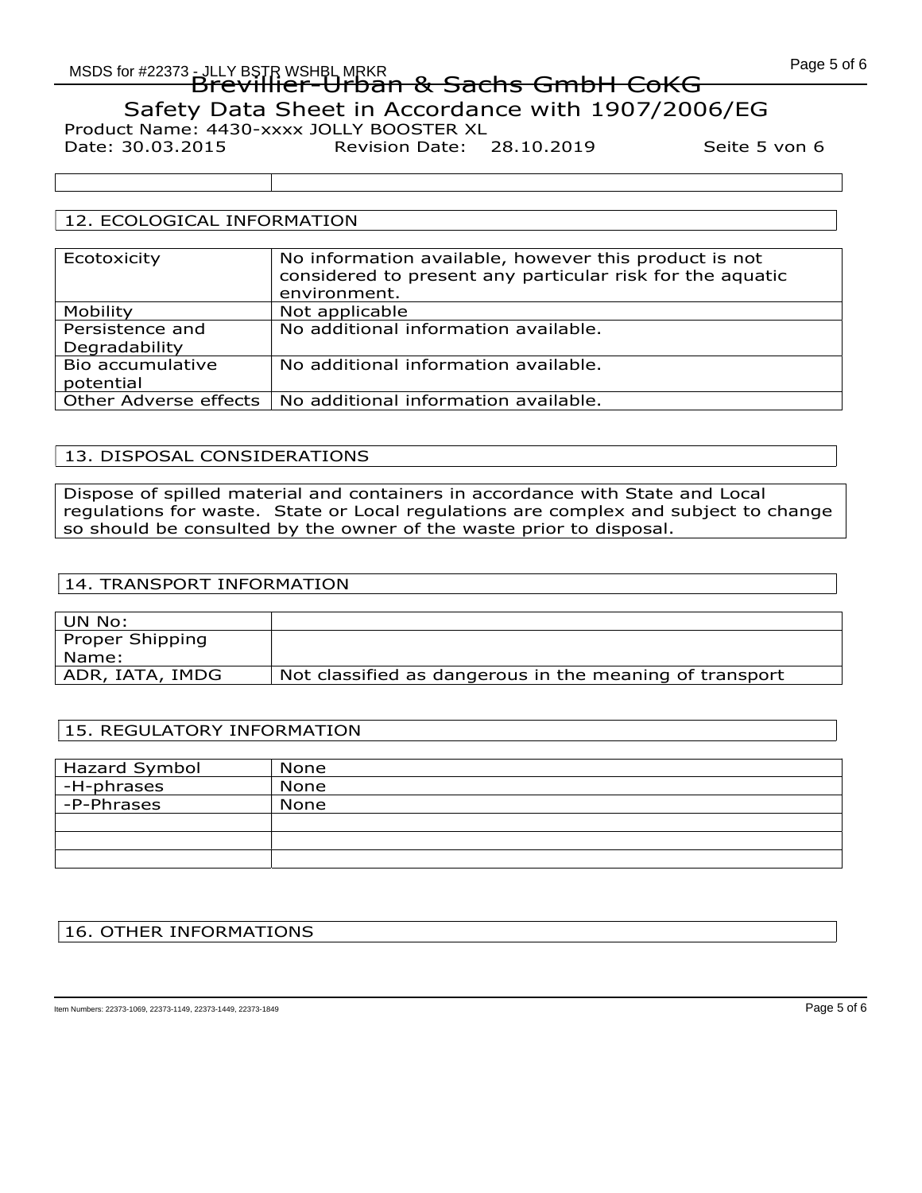| | |
|---|---|
| | |

## 12. ECOLOGICAL INFORMATION

| | |
|---|---|
| Ecotoxicity | No information available, however this product is not considered to present any particular risk for the aquatic environment. |
| Mobility | Not applicable |
| Persistence and Degradability | No additional information available. |
| Bio accumulative potential | No additional information available. |
| Other Adverse effects | No additional information available. |

## 13. DISPOSAL CONSIDERATIONS

Dispose of spilled material and containers in accordance with State and Local regulations for waste. State or Local regulations are complex and subject to change so should be consulted by the owner of the waste prior to disposal.

## 14. TRANSPORT INFORMATION

| | |
|---|---|
| UN No: | |
| Proper Shipping Name: | |
| ADR, IATA, IMDG | Not classified as dangerous in the meaning of transport |

## 15. REGULATORY INFORMATION

| | |
|---|---|
| Hazard Symbol | None |
| -H-phrases | None |
| -P-Phrases | None |
| | |
| | |
| | |

## 16. OTHER INFORMATIONS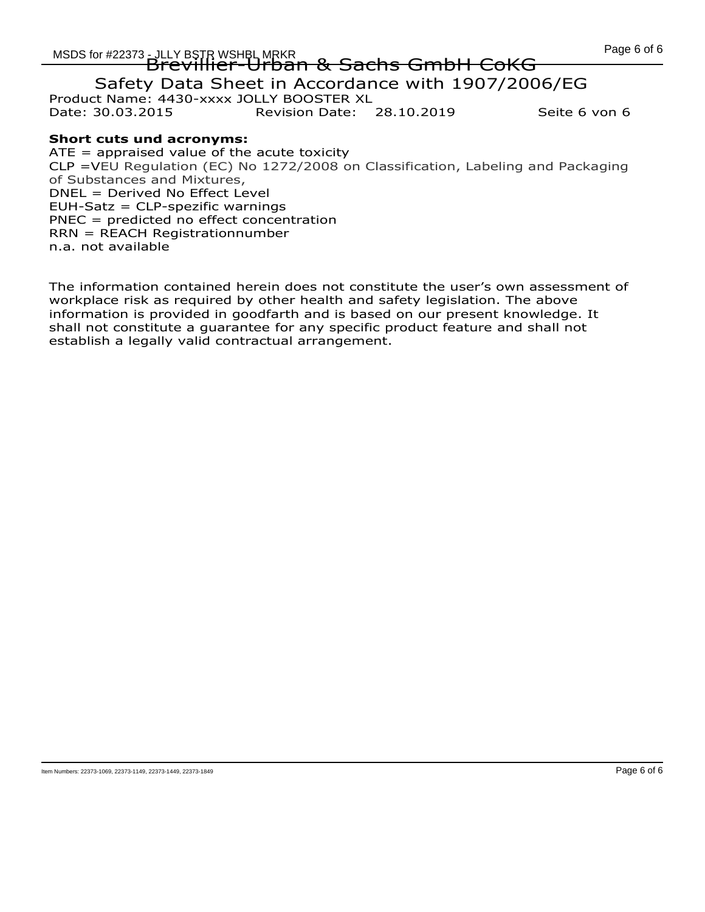## Short cuts und acronyms:

ATE = appraised value of the acute toxicity
CLP =VEU Regulation (EC) No 1272/2008 on Classification, Labeling and Packaging of Substances and Mixtures,
DNEL = Derived No Effect Level
EUH-Satz = CLP-spezific warnings
PNEC = predicted no effect concentration
RRN = REACH Registrationnumber
n.a. not available

The information contained herein does not constitute the user's own assessment of workplace risk as required by other health and safety legislation. The above information is provided in goodfarth and is based on our present knowledge. It shall not constitute a guarantee for any specific product feature and shall not establish a legally valid contractual arrangement.